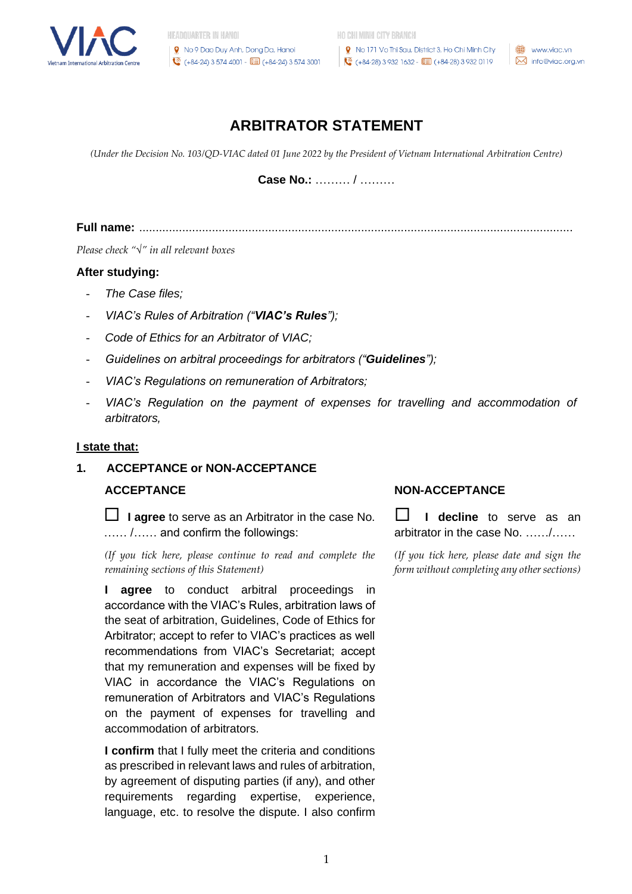# ARBITRATOR STATEMENT

*(Under the Decision No. 103/QD-VIAC dated 01 June 2022 by the President of Vietnam International Arbitration Centre)*

**Case No.:** ……… / ………

**Full name:** ………………………………………………………………………………………………

*Please check "√" in all relevant boxes*

**After studying:**

- *The Case files;*
- *VIAC's Rules of Arbitration ("**VIAC's Rules**");*
- *Code of Ethics for an Arbitrator of VIAC;*
- *Guidelines on arbitral proceedings for arbitrators ("**Guidelines**");*
- *VIAC's Regulations on remuneration of Arbitrators;*
- *VIAC's Regulation on the payment of expenses for travelling and accommodation of arbitrators,*

**<u>I state that:</u>**

**1. ACCEPTANCE or NON-ACCEPTANCE**

**ACCEPTANCE**

☐ **I agree** to serve as an Arbitrator in the case No. …… /…… and confirm the followings:

*(If you tick here, please continue to read and complete the remaining sections of this Statement)*

**I agree** to conduct arbitral proceedings in accordance with the VIAC's Rules, arbitration laws of the seat of arbitration, Guidelines, Code of Ethics for Arbitrator; accept to refer to VIAC's practices as well recommendations from VIAC's Secretariat; accept that my remuneration and expenses will be fixed by VIAC in accordance the VIAC's Regulations on remuneration of Arbitrators and VIAC's Regulations on the payment of expenses for travelling and accommodation of arbitrators.

**I confirm** that I fully meet the criteria and conditions as prescribed in relevant laws and rules of arbitration, by agreement of disputing parties (if any), and other requirements regarding expertise, experience, language, etc. to resolve the dispute. I also confirm

**NON-ACCEPTANCE**

☐ **I decline** to serve as an arbitrator in the case No. ……/……

*(If you tick here, please date and sign the form without completing any other sections)*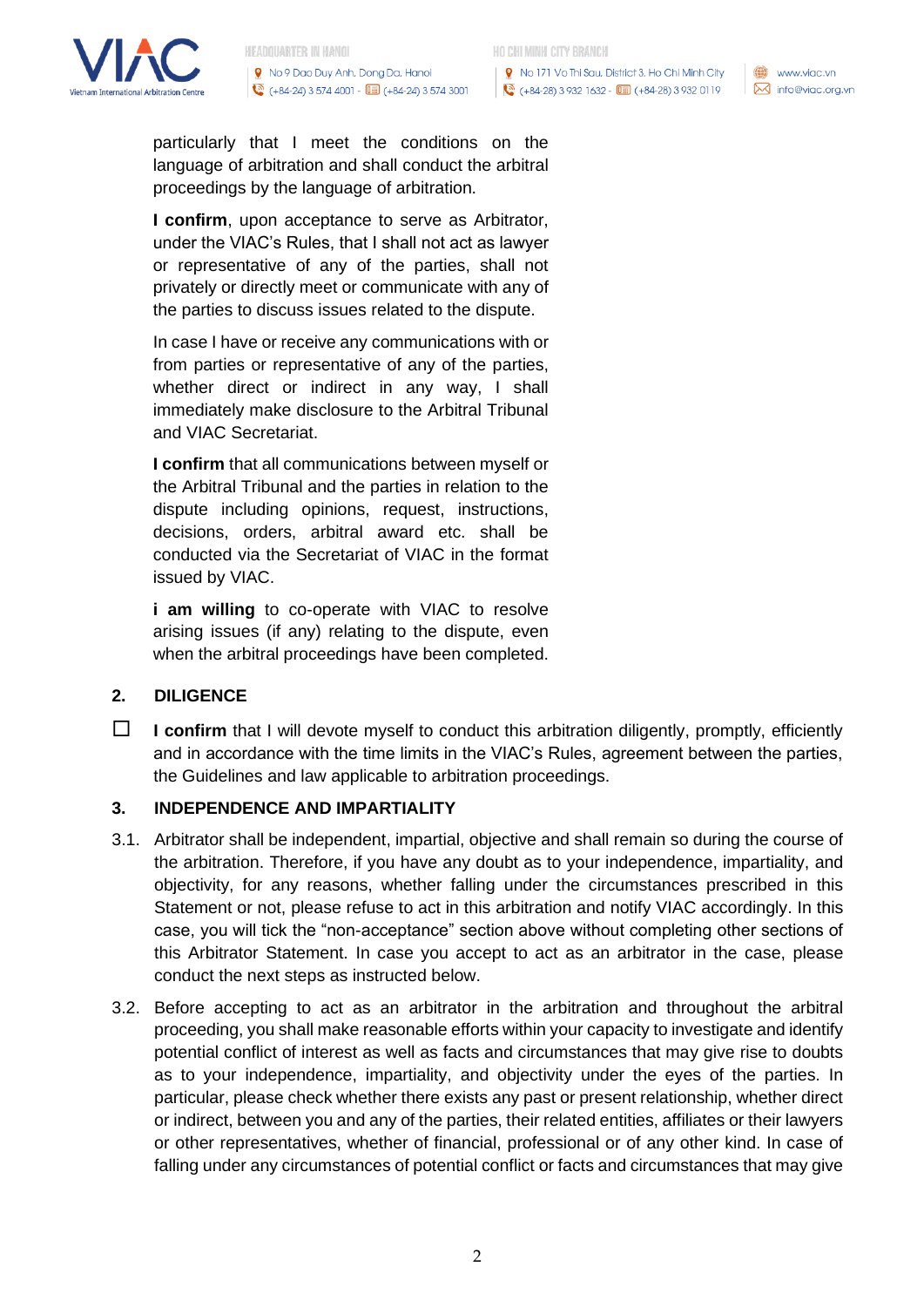particularly that I meet the conditions on the language of arbitration and shall conduct the arbitral proceedings by the language of arbitration.

**I confirm**, upon acceptance to serve as Arbitrator, under the VIAC's Rules, that I shall not act as lawyer or representative of any of the parties, shall not privately or directly meet or communicate with any of the parties to discuss issues related to the dispute.

In case I have or receive any communications with or from parties or representative of any of the parties, whether direct or indirect in any way, I shall immediately make disclosure to the Arbitral Tribunal and VIAC Secretariat.

**I confirm** that all communications between myself or the Arbitral Tribunal and the parties in relation to the dispute including opinions, request, instructions, decisions, orders, arbitral award etc. shall be conducted via the Secretariat of VIAC in the format issued by VIAC.

**i am willing** to co-operate with VIAC to resolve arising issues (if any) relating to the dispute, even when the arbitral proceedings have been completed.

## 2. DILIGENCE

☐ **I confirm** that I will devote myself to conduct this arbitration diligently, promptly, efficiently and in accordance with the time limits in the VIAC's Rules, agreement between the parties, the Guidelines and law applicable to arbitration proceedings.

## 3. INDEPENDENCE AND IMPARTIALITY

3.1. Arbitrator shall be independent, impartial, objective and shall remain so during the course of the arbitration. Therefore, if you have any doubt as to your independence, impartiality, and objectivity, for any reasons, whether falling under the circumstances prescribed in this Statement or not, please refuse to act in this arbitration and notify VIAC accordingly. In this case, you will tick the "non-acceptance" section above without completing other sections of this Arbitrator Statement. In case you accept to act as an arbitrator in the case, please conduct the next steps as instructed below.

3.2. Before accepting to act as an arbitrator in the arbitration and throughout the arbitral proceeding, you shall make reasonable efforts within your capacity to investigate and identify potential conflict of interest as well as facts and circumstances that may give rise to doubts as to your independence, impartiality, and objectivity under the eyes of the parties. In particular, please check whether there exists any past or present relationship, whether direct or indirect, between you and any of the parties, their related entities, affiliates or their lawyers or other representatives, whether of financial, professional or of any other kind. In case of falling under any circumstances of potential conflict or facts and circumstances that may give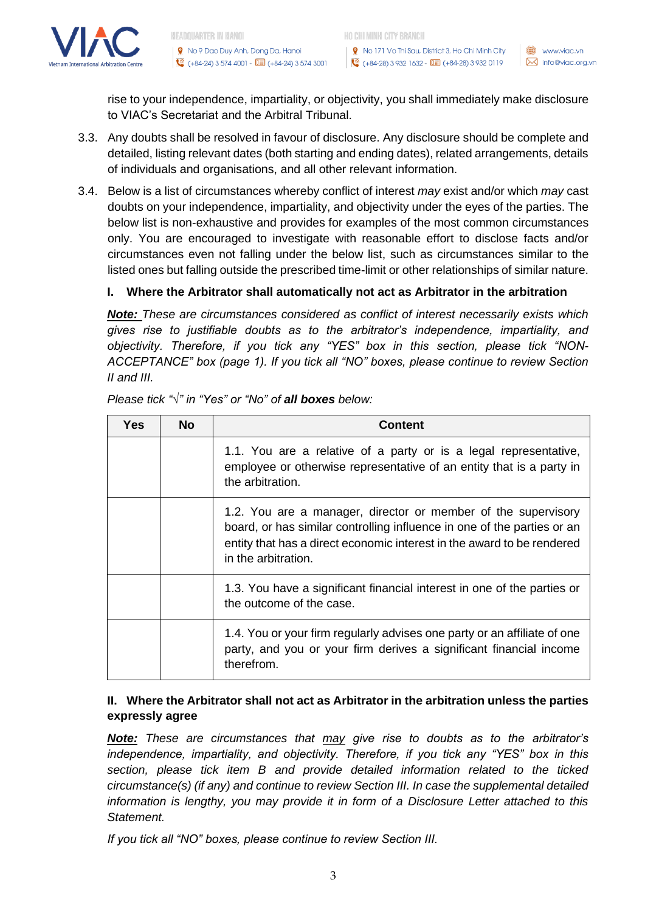rise to your independence, impartiality, or objectivity, you shall immediately make disclosure to VIAC's Secretariat and the Arbitral Tribunal.

3.3. Any doubts shall be resolved in favour of disclosure. Any disclosure should be complete and detailed, listing relevant dates (both starting and ending dates), related arrangements, details of individuals and organisations, and all other relevant information.

3.4. Below is a list of circumstances whereby conflict of interest *may* exist and/or which *may* cast doubts on your independence, impartiality, and objectivity under the eyes of the parties. The below list is non-exhaustive and provides for examples of the most common circumstances only. You are encouraged to investigate with reasonable effort to disclose facts and/or circumstances even not falling under the below list, such as circumstances similar to the listed ones but falling outside the prescribed time-limit or other relationships of similar nature.

**I. Where the Arbitrator shall automatically not act as Arbitrator in the arbitration**

***Note:*** *These are circumstances considered as conflict of interest necessarily exists which gives rise to justifiable doubts as to the arbitrator's independence, impartiality, and objectivity. Therefore, if you tick any "YES" box in this section, please tick "NON-ACCEPTANCE" box (page 1). If you tick all "NO" boxes, please continue to review Section II and III.*

*Please tick "√" in "Yes" or "No" of* ***all boxes*** *below:*

| Yes | No | Content |
|---|---|---|
| | | 1.1. You are a relative of a party or is a legal representative, employee or otherwise representative of an entity that is a party in the arbitration. |
| | | 1.2. You are a manager, director or member of the supervisory board, or has similar controlling influence in one of the parties or an entity that has a direct economic interest in the award to be rendered in the arbitration. |
| | | 1.3. You have a significant financial interest in one of the parties or the outcome of the case. |
| | | 1.4. You or your firm regularly advises one party or an affiliate of one party, and you or your firm derives a significant financial income therefrom. |

**II. Where the Arbitrator shall not act as Arbitrator in the arbitration unless the parties expressly agree**

***Note:*** *These are circumstances that* *<u>may</u>* *give rise to doubts as to the arbitrator's independence, impartiality, and objectivity. Therefore, if you tick any "YES" box in this section, please tick item B and provide detailed information related to the ticked circumstance(s) (if any) and continue to review Section III. In case the supplemental detailed information is lengthy, you may provide it in form of a Disclosure Letter attached to this Statement.*

*If you tick all "NO" boxes, please continue to review Section III.*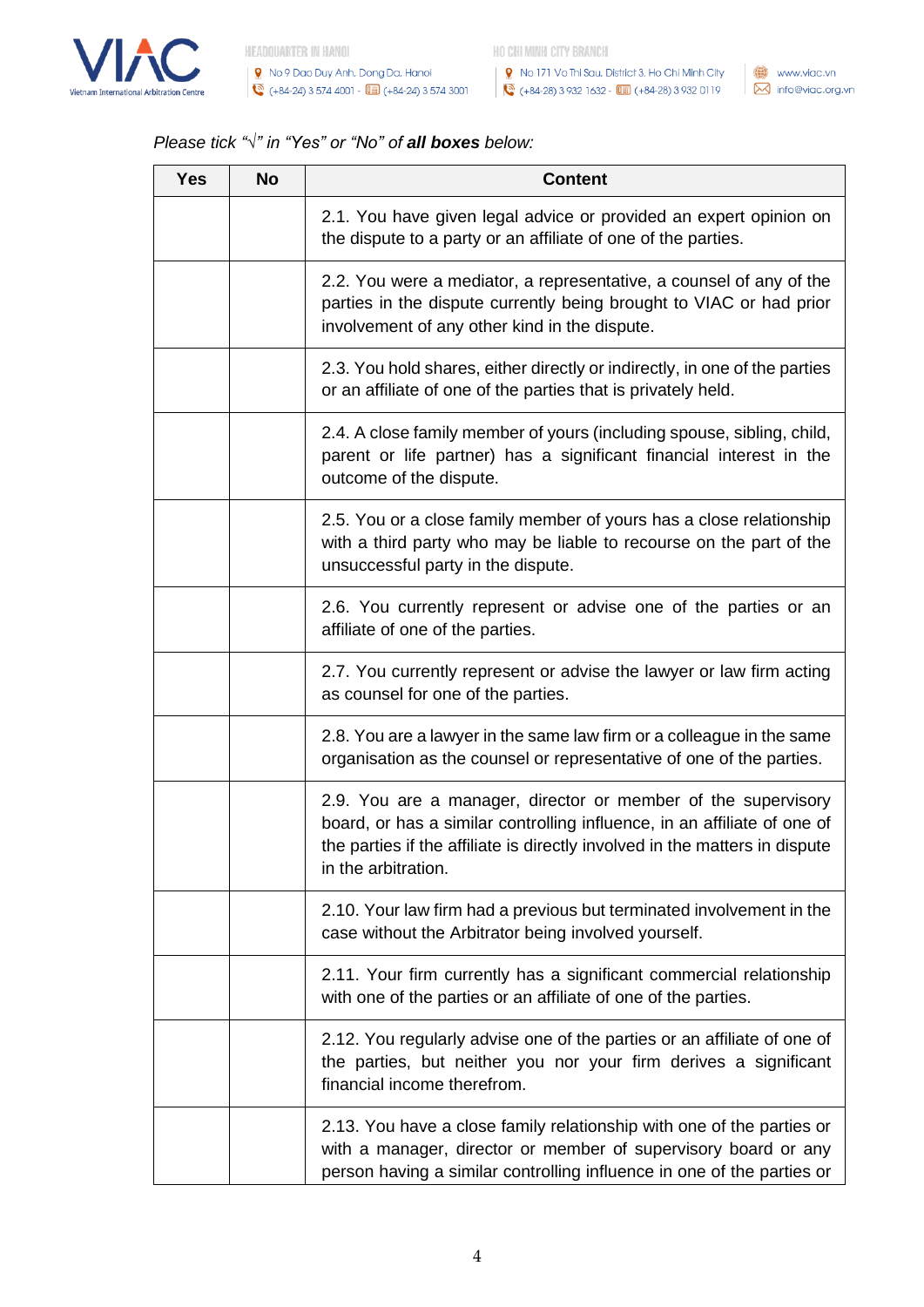*Please tick "√" in "Yes" or "No" of **all boxes** below:*

| Yes | No | Content |
|---|---|---|
| | | 2.1. You have given legal advice or provided an expert opinion on the dispute to a party or an affiliate of one of the parties. |
| | | 2.2. You were a mediator, a representative, a counsel of any of the parties in the dispute currently being brought to VIAC or had prior involvement of any other kind in the dispute. |
| | | 2.3. You hold shares, either directly or indirectly, in one of the parties or an affiliate of one of the parties that is privately held. |
| | | 2.4. A close family member of yours (including spouse, sibling, child, parent or life partner) has a significant financial interest in the outcome of the dispute. |
| | | 2.5. You or a close family member of yours has a close relationship with a third party who may be liable to recourse on the part of the unsuccessful party in the dispute. |
| | | 2.6. You currently represent or advise one of the parties or an affiliate of one of the parties. |
| | | 2.7. You currently represent or advise the lawyer or law firm acting as counsel for one of the parties. |
| | | 2.8. You are a lawyer in the same law firm or a colleague in the same organisation as the counsel or representative of one of the parties. |
| | | 2.9. You are a manager, director or member of the supervisory board, or has a similar controlling influence, in an affiliate of one of the parties if the affiliate is directly involved in the matters in dispute in the arbitration. |
| | | 2.10. Your law firm had a previous but terminated involvement in the case without the Arbitrator being involved yourself. |
| | | 2.11. Your firm currently has a significant commercial relationship with one of the parties or an affiliate of one of the parties. |
| | | 2.12. You regularly advise one of the parties or an affiliate of one of the parties, but neither you nor your firm derives a significant financial income therefrom. |
| | | 2.13. You have a close family relationship with one of the parties or with a manager, director or member of supervisory board or any person having a similar controlling influence in one of the parties or |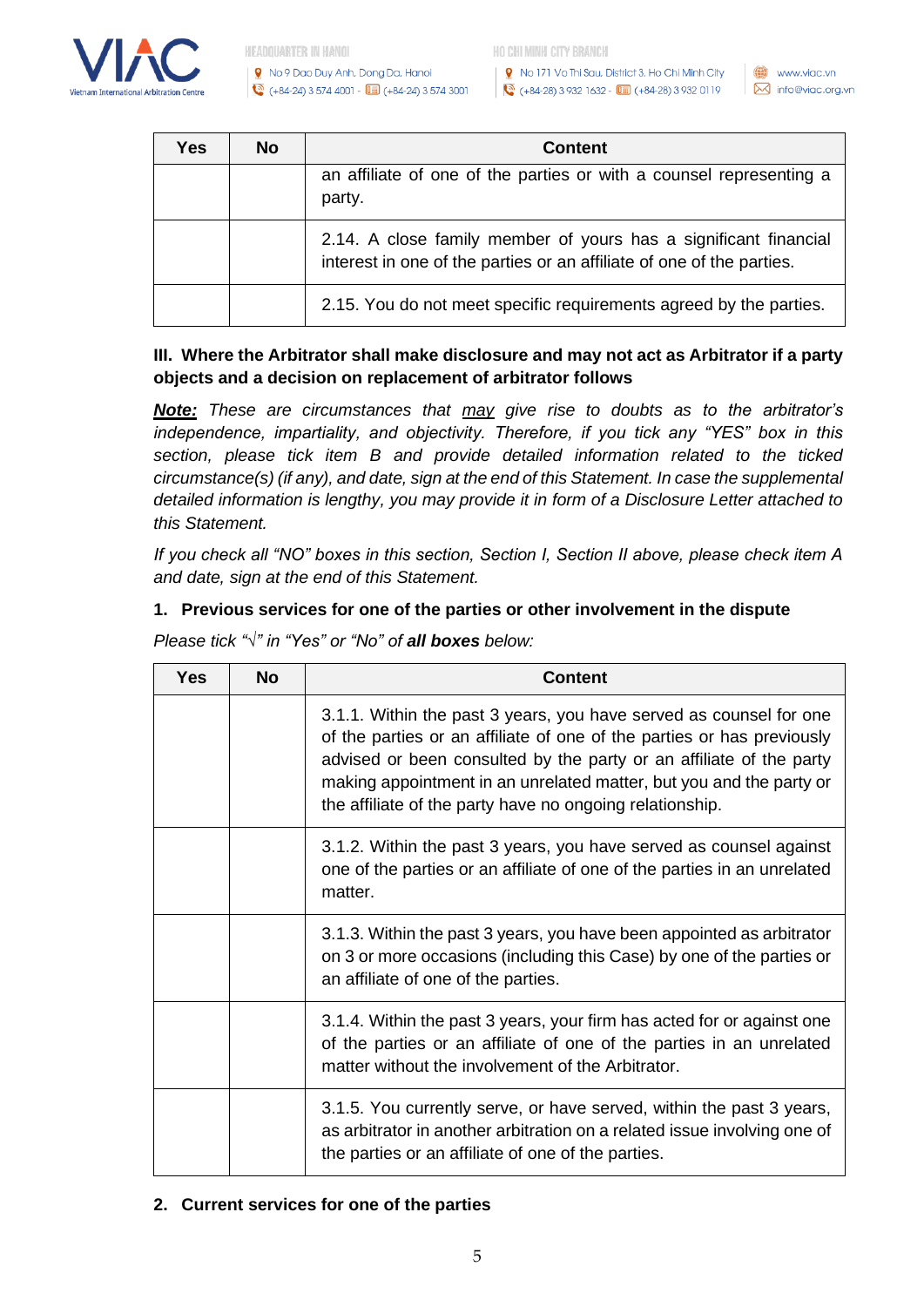| Yes | No | Content |
|---|---|---|
| | | an affiliate of one of the parties or with a counsel representing a party. |
| | | 2.14. A close family member of yours has a significant financial interest in one of the parties or an affiliate of one of the parties. |
| | | 2.15. You do not meet specific requirements agreed by the parties. |

**III. Where the Arbitrator shall make disclosure and may not act as Arbitrator if a party objects and a decision on replacement of arbitrator follows**

***Note:*** *These are circumstances that may give rise to doubts as to the arbitrator's independence, impartiality, and objectivity. Therefore, if you tick any "YES" box in this section, please tick item B and provide detailed information related to the ticked circumstance(s) (if any), and date, sign at the end of this Statement. In case the supplemental detailed information is lengthy, you may provide it in form of a Disclosure Letter attached to this Statement.*

*If you check all "NO" boxes in this section, Section I, Section II above, please check item A and date, sign at the end of this Statement.*

**1. Previous services for one of the parties or other involvement in the dispute**

*Please tick "√" in "Yes" or "No" of* ***all boxes*** *below:*

| Yes | No | Content |
|---|---|---|
| | | 3.1.1. Within the past 3 years, you have served as counsel for one of the parties or an affiliate of one of the parties or has previously advised or been consulted by the party or an affiliate of the party making appointment in an unrelated matter, but you and the party or the affiliate of the party have no ongoing relationship. |
| | | 3.1.2. Within the past 3 years, you have served as counsel against one of the parties or an affiliate of one of the parties in an unrelated matter. |
| | | 3.1.3. Within the past 3 years, you have been appointed as arbitrator on 3 or more occasions (including this Case) by one of the parties or an affiliate of one of the parties. |
| | | 3.1.4. Within the past 3 years, your firm has acted for or against one of the parties or an affiliate of one of the parties in an unrelated matter without the involvement of the Arbitrator. |
| | | 3.1.5. You currently serve, or have served, within the past 3 years, as arbitrator in another arbitration on a related issue involving one of the parties or an affiliate of one of the parties. |

**2. Current services for one of the parties**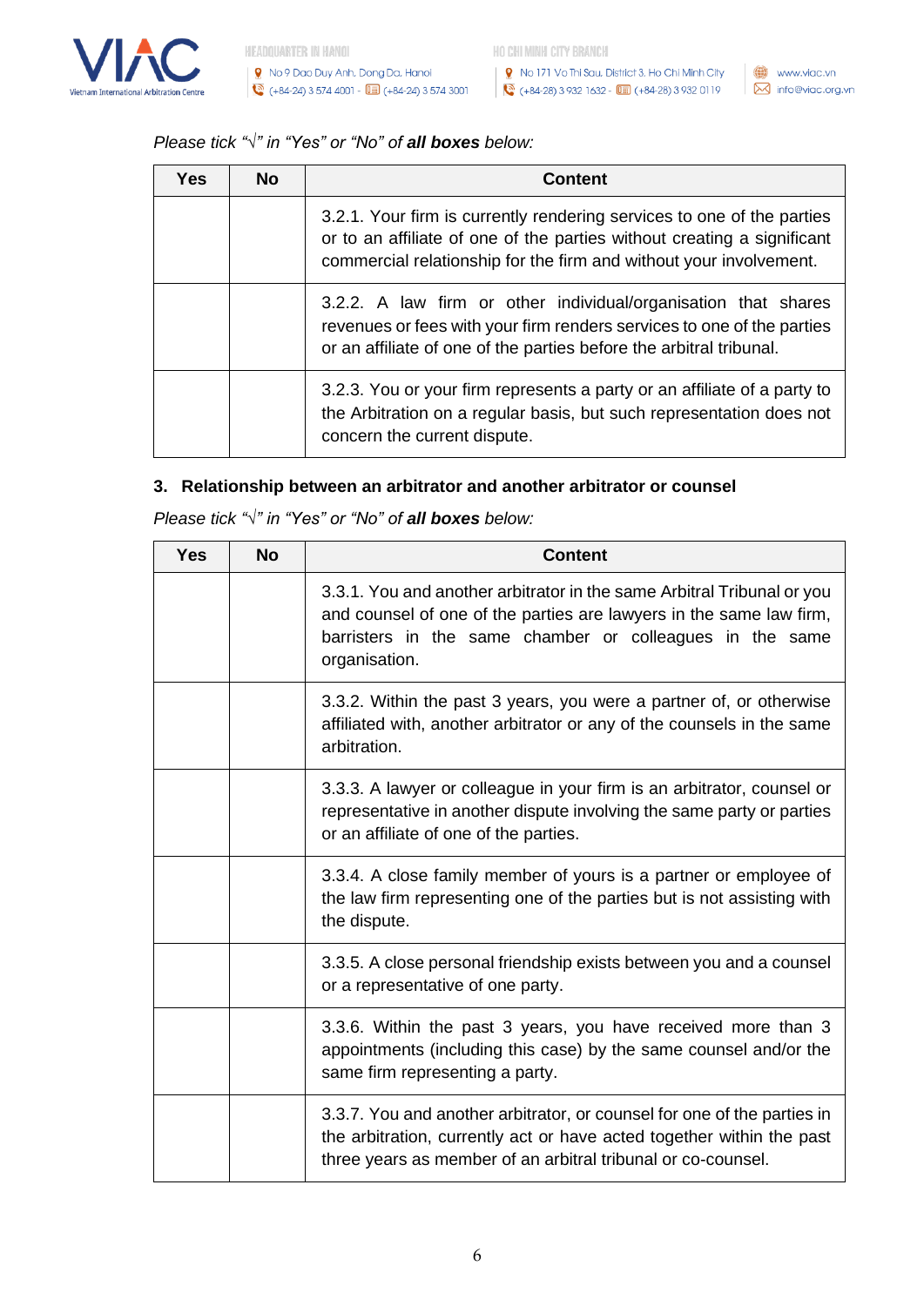*Please tick "√" in "Yes" or "No" of **all boxes** below:*

| Yes | No | Content |
|---|---|---|
| | | 3.2.1. Your firm is currently rendering services to one of the parties or to an affiliate of one of the parties without creating a significant commercial relationship for the firm and without your involvement. |
| | | 3.2.2. A law firm or other individual/organisation that shares revenues or fees with your firm renders services to one of the parties or an affiliate of one of the parties before the arbitral tribunal. |
| | | 3.2.3. You or your firm represents a party or an affiliate of a party to the Arbitration on a regular basis, but such representation does not concern the current dispute. |

**3. Relationship between an arbitrator and another arbitrator or counsel**

*Please tick "√" in "Yes" or "No" of **all boxes** below:*

| Yes | No | Content |
|---|---|---|
| | | 3.3.1. You and another arbitrator in the same Arbitral Tribunal or you and counsel of one of the parties are lawyers in the same law firm, barristers in the same chamber or colleagues in the same organisation. |
| | | 3.3.2. Within the past 3 years, you were a partner of, or otherwise affiliated with, another arbitrator or any of the counsels in the same arbitration. |
| | | 3.3.3. A lawyer or colleague in your firm is an arbitrator, counsel or representative in another dispute involving the same party or parties or an affiliate of one of the parties. |
| | | 3.3.4. A close family member of yours is a partner or employee of the law firm representing one of the parties but is not assisting with the dispute. |
| | | 3.3.5. A close personal friendship exists between you and a counsel or a representative of one party. |
| | | 3.3.6. Within the past 3 years, you have received more than 3 appointments (including this case) by the same counsel and/or the same firm representing a party. |
| | | 3.3.7. You and another arbitrator, or counsel for one of the parties in the arbitration, currently act or have acted together within the past three years as member of an arbitral tribunal or co-counsel. |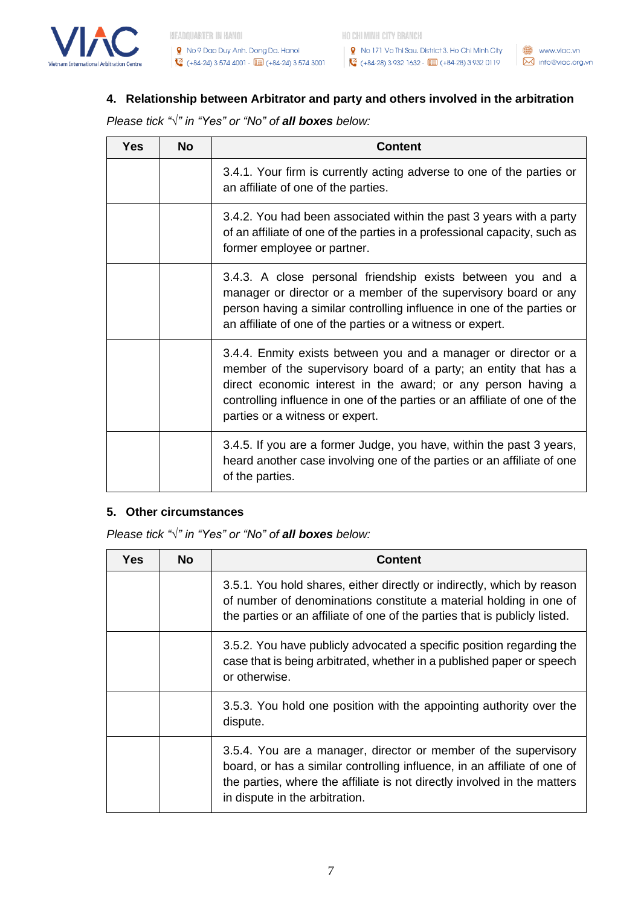## 4. Relationship between Arbitrator and party and others involved in the arbitration

*Please tick "√" in "Yes" or "No" of **all boxes** below:*

| Yes | No | Content |
|---|---|---|
| | | 3.4.1. Your firm is currently acting adverse to one of the parties or an affiliate of one of the parties. |
| | | 3.4.2. You had been associated within the past 3 years with a party of an affiliate of one of the parties in a professional capacity, such as former employee or partner. |
| | | 3.4.3. A close personal friendship exists between you and a manager or director or a member of the supervisory board or any person having a similar controlling influence in one of the parties or an affiliate of one of the parties or a witness or expert. |
| | | 3.4.4. Enmity exists between you and a manager or director or a member of the supervisory board of a party; an entity that has a direct economic interest in the award; or any person having a controlling influence in one of the parties or an affiliate of one of the parties or a witness or expert. |
| | | 3.4.5. If you are a former Judge, you have, within the past 3 years, heard another case involving one of the parties or an affiliate of one of the parties. |

## 5. Other circumstances

*Please tick "√" in "Yes" or "No" of **all boxes** below:*

| Yes | No | Content |
|---|---|---|
| | | 3.5.1. You hold shares, either directly or indirectly, which by reason of number of denominations constitute a material holding in one of the parties or an affiliate of one of the parties that is publicly listed. |
| | | 3.5.2. You have publicly advocated a specific position regarding the case that is being arbitrated, whether in a published paper or speech or otherwise. |
| | | 3.5.3. You hold one position with the appointing authority over the dispute. |
| | | 3.5.4. You are a manager, director or member of the supervisory board, or has a similar controlling influence, in an affiliate of one of the parties, where the affiliate is not directly involved in the matters in dispute in the arbitration. |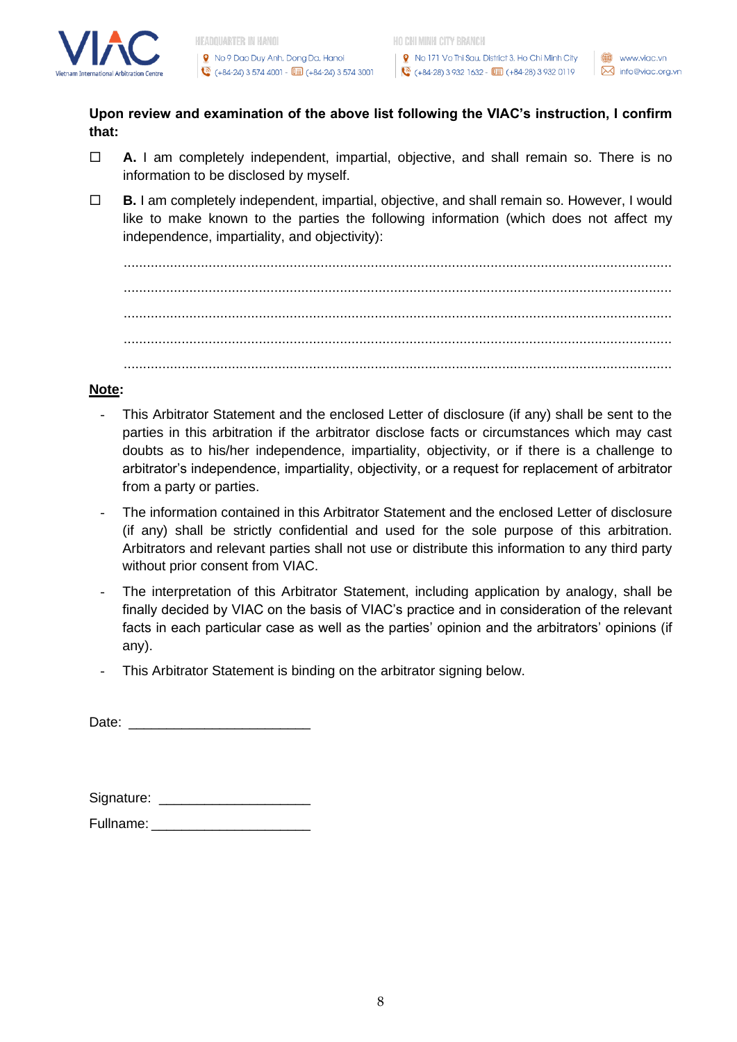**Upon review and examination of the above list following the VIAC's instruction, I confirm that:**

☐ **A.** I am completely independent, impartial, objective, and shall remain so. There is no information to be disclosed by myself.

☐ **B.** I am completely independent, impartial, objective, and shall remain so. However, I would like to make known to the parties the following information (which does not affect my independence, impartiality, and objectivity):

..............................................................................................................................................

..............................................................................................................................................

..............................................................................................................................................

..............................................................................................................................................

..............................................................................................................................................

**<u>Note</u>:**

- This Arbitrator Statement and the enclosed Letter of disclosure (if any) shall be sent to the parties in this arbitration if the arbitrator disclose facts or circumstances which may cast doubts as to his/her independence, impartiality, objectivity, or if there is a challenge to arbitrator's independence, impartiality, objectivity, or a request for replacement of arbitrator from a party or parties.
- The information contained in this Arbitrator Statement and the enclosed Letter of disclosure (if any) shall be strictly confidential and used for the sole purpose of this arbitration. Arbitrators and relevant parties shall not use or distribute this information to any third party without prior consent from VIAC.
- The interpretation of this Arbitrator Statement, including application by analogy, shall be finally decided by VIAC on the basis of VIAC's practice and in consideration of the relevant facts in each particular case as well as the parties' opinion and the arbitrators' opinions (if any).
- This Arbitrator Statement is binding on the arbitrator signing below.

Date: ________________________

Signature: ____________________

Fullname: _____________________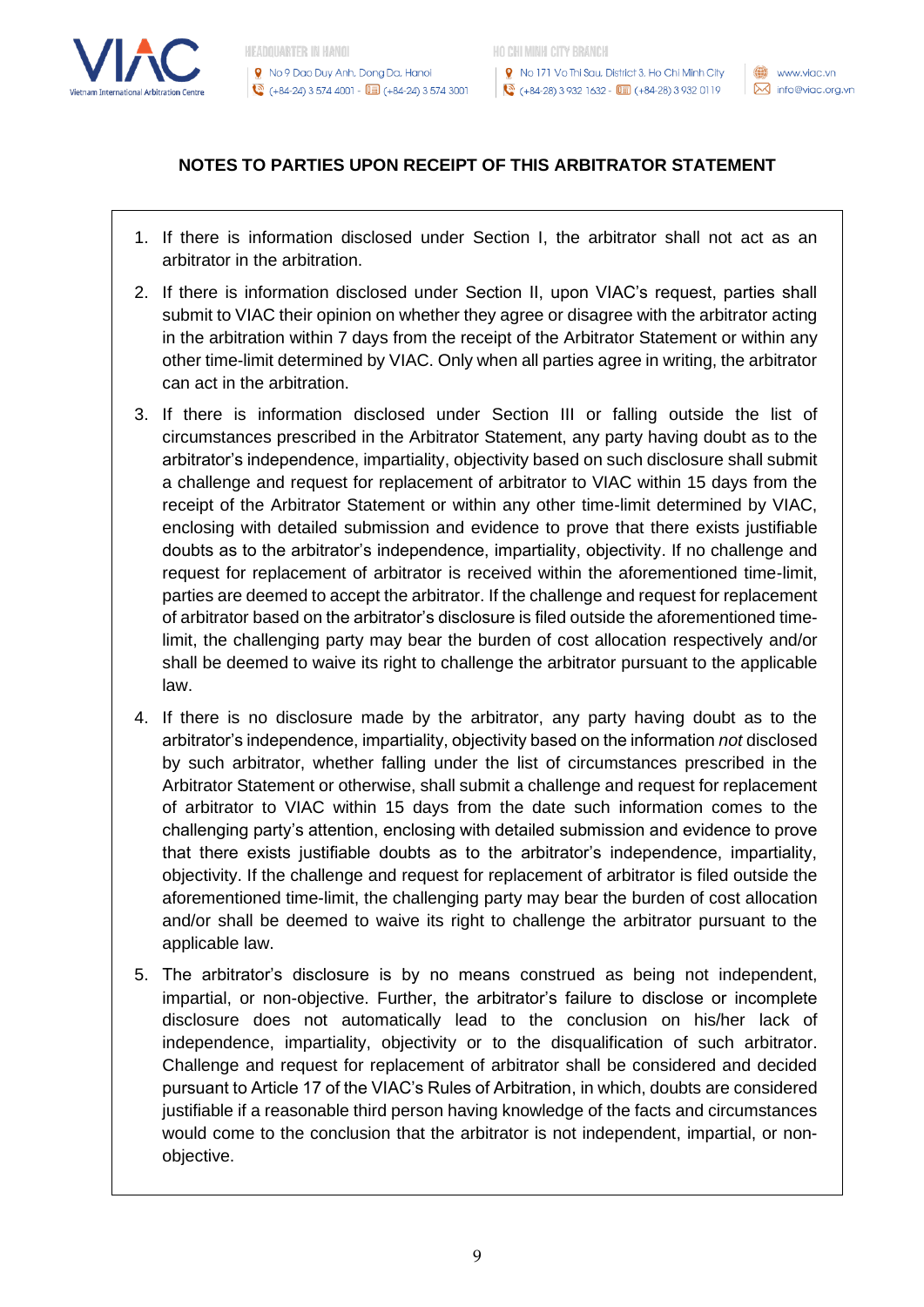## NOTES TO PARTIES UPON RECEIPT OF THIS ARBITRATOR STATEMENT

1. If there is information disclosed under Section I, the arbitrator shall not act as an arbitrator in the arbitration.
2. If there is information disclosed under Section II, upon VIAC's request, parties shall submit to VIAC their opinion on whether they agree or disagree with the arbitrator acting in the arbitration within 7 days from the receipt of the Arbitrator Statement or within any other time-limit determined by VIAC. Only when all parties agree in writing, the arbitrator can act in the arbitration.
3. If there is information disclosed under Section III or falling outside the list of circumstances prescribed in the Arbitrator Statement, any party having doubt as to the arbitrator's independence, impartiality, objectivity based on such disclosure shall submit a challenge and request for replacement of arbitrator to VIAC within 15 days from the receipt of the Arbitrator Statement or within any other time-limit determined by VIAC, enclosing with detailed submission and evidence to prove that there exists justifiable doubts as to the arbitrator's independence, impartiality, objectivity. If no challenge and request for replacement of arbitrator is received within the aforementioned time-limit, parties are deemed to accept the arbitrator. If the challenge and request for replacement of arbitrator based on the arbitrator's disclosure is filed outside the aforementioned time-limit, the challenging party may bear the burden of cost allocation respectively and/or shall be deemed to waive its right to challenge the arbitrator pursuant to the applicable law.
4. If there is no disclosure made by the arbitrator, any party having doubt as to the arbitrator's independence, impartiality, objectivity based on the information *not* disclosed by such arbitrator, whether falling under the list of circumstances prescribed in the Arbitrator Statement or otherwise, shall submit a challenge and request for replacement of arbitrator to VIAC within 15 days from the date such information comes to the challenging party's attention, enclosing with detailed submission and evidence to prove that there exists justifiable doubts as to the arbitrator's independence, impartiality, objectivity. If the challenge and request for replacement of arbitrator is filed outside the aforementioned time-limit, the challenging party may bear the burden of cost allocation and/or shall be deemed to waive its right to challenge the arbitrator pursuant to the applicable law.
5. The arbitrator's disclosure is by no means construed as being not independent, impartial, or non-objective. Further, the arbitrator's failure to disclose or incomplete disclosure does not automatically lead to the conclusion on his/her lack of independence, impartiality, objectivity or to the disqualification of such arbitrator. Challenge and request for replacement of arbitrator shall be considered and decided pursuant to Article 17 of the VIAC's Rules of Arbitration, in which, doubts are considered justifiable if a reasonable third person having knowledge of the facts and circumstances would come to the conclusion that the arbitrator is not independent, impartial, or non-objective.